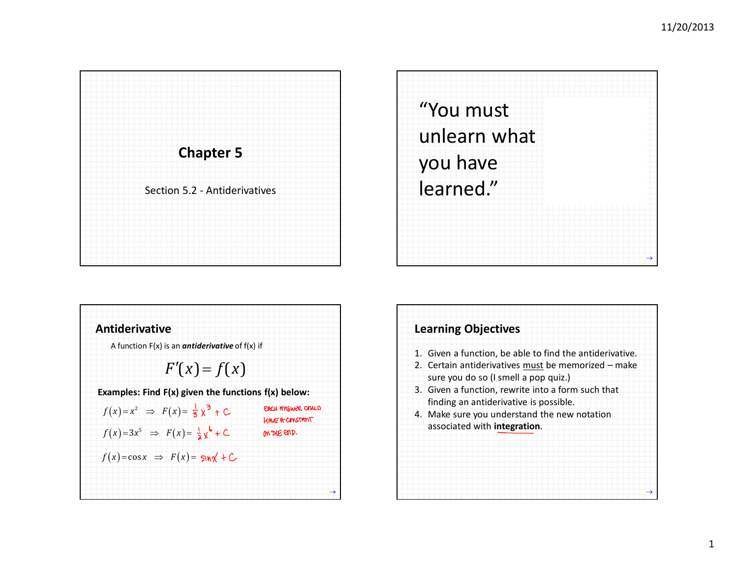# Chapter 5

Section 5.2 - Antiderivatives

"You must unlearn what you have learned."

## Antiderivative

A function F(x) is an ***antiderivative*** of f(x) if

$$F'(x) = f(x)$$

**Examples: Find F(x) given the functions f(x) below:**

$f(x) = x^2 \Rightarrow F(x) = \frac{1}{3}x^3 + C$

$f(x) = 3x^5 \Rightarrow F(x) = \frac{1}{2}x^6 + C$

$f(x) = \cos x \Rightarrow F(x) = \sin x + C$

EACH ANSWER COULD HAVE A CONSTANT ON THE END.

## Learning Objectives

1. Given a function, be able to find the antiderivative.
2. Certain antiderivatives must be memorized – make sure you do so (I smell a pop quiz.)
3. Given a function, rewrite into a form such that finding an antiderivative is possible.
4. Make sure you understand the new notation associated with **integration**.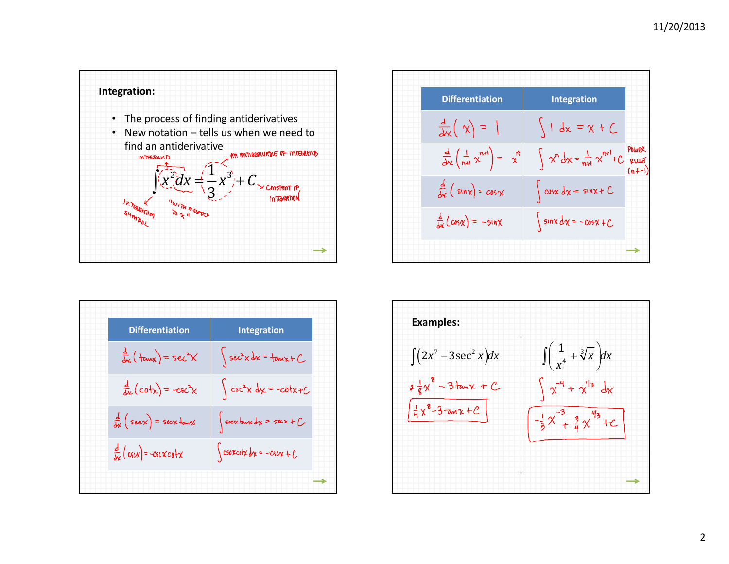## Integration:

- The process of finding antiderivatives
- New notation – tells us when we need to find an antiderivative

$$\int x^2 dx = \frac{1}{3}x^3 + C$$

- INTEGRAND ($x^2$)
- AN ANTIDERIVATIVE OF INTEGRAND ($\frac{1}{3}x^3$)
- CONSTANT OF INTEGRATION ($C$)
- INTEGRATION SYMBOL ($\int$)
- "WITH RESPECT TO $x$" ($dx$)

| Differentiation | Integration |
|---|---|
| $\frac{d}{dx}(x) = 1$ | $\int 1\, dx = x + C$ |
| $\frac{d}{dx}\left(\frac{1}{n+1}x^{n+1}\right) = x^n$ | $\int x^n dx = \frac{1}{n+1}x^{n+1} + C$ POWER RULE ($n \neq -1$) |
| $\frac{d}{dx}(\sin x) = \cos x$ | $\int \cos x\, dx = \sin x + C$ |
| $\frac{d}{dx}(\cos x) = -\sin x$ | $\int \sin x\, dx = -\cos x + C$ |

| Differentiation | Integration |
|---|---|
| $\frac{d}{dx}(\tan x) = \sec^2 x$ | $\int \sec^2 x\, dx = \tan x + C$ |
| $\frac{d}{dx}(\cot x) = -\csc^2 x$ | $\int \csc^2 x\, dx = -\cot x + C$ |
| $\frac{d}{dx}(\sec x) = \sec x \tan x$ | $\int \sec x \tan x\, dx = \sec x + C$ |
| $\frac{d}{dx}(\csc x) = -\csc x \cot x$ | $\int \csc x \cot x\, dx = -\csc x + C$ |

## Examples:

$$\int\left(2x^7 - 3\sec^2 x\right)dx$$

$$2 \cdot \frac{1}{8}x^8 - 3\tan x + C$$

$$\boxed{\frac{1}{4}x^8 - 3\tan x + C}$$

$$\int\left(\frac{1}{x^4} + \sqrt[3]{x}\right)dx$$

$$\int x^{-4} + x^{1/3}\, dx$$

$$\boxed{-\frac{1}{3}x^{-3} + \frac{3}{4}x^{4/3} + C}$$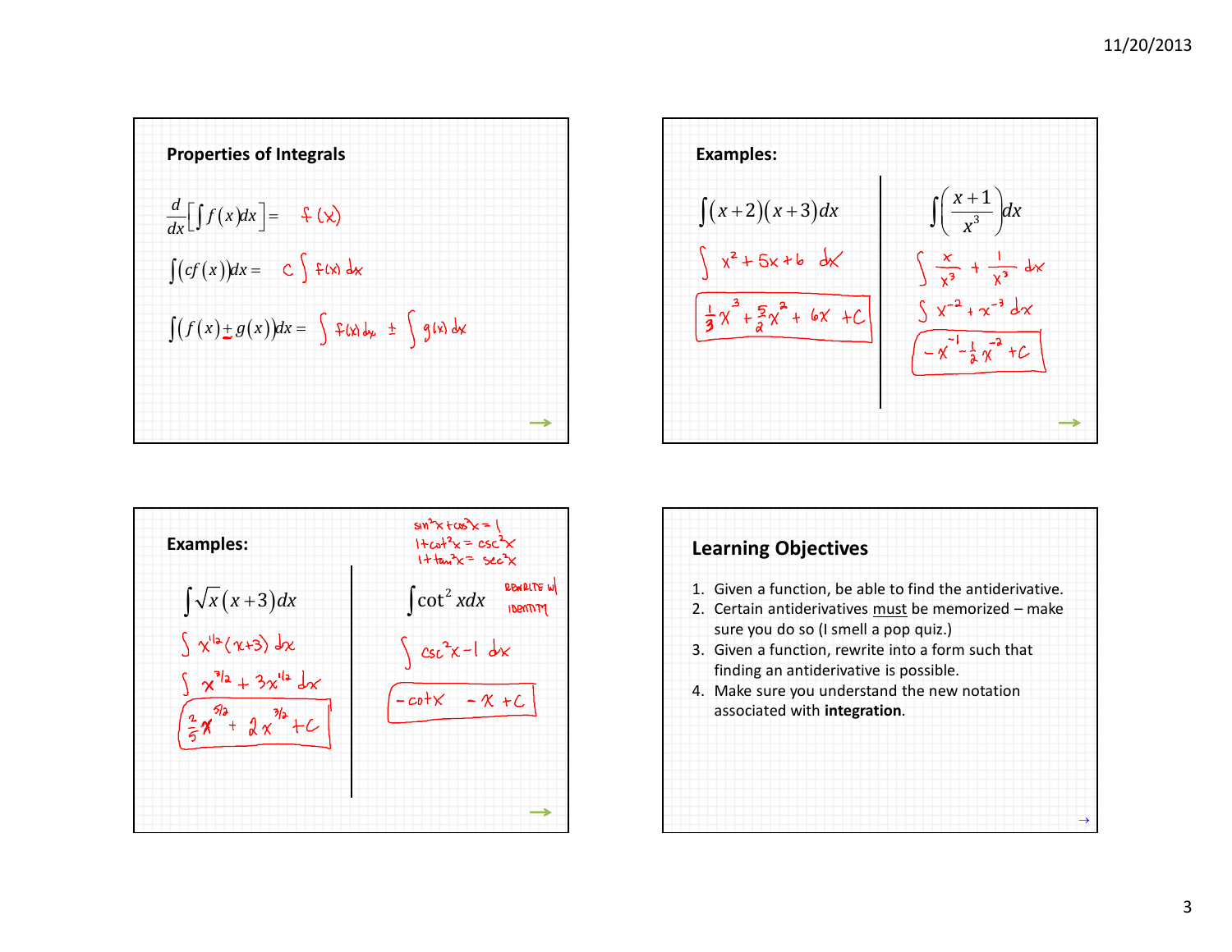## Properties of Integrals

$$\frac{d}{dx}\left[\int f(x)\,dx\right] = f(x)$$

$$\int \left(cf(x)\right)dx = c\int f(x)\,dx$$

$$\int \left(f(x) \pm g(x)\right)dx = \int f(x)\,dx \pm \int g(x)\,dx$$

## Examples:

$$\int (x+2)(x+3)\,dx$$

$$\int x^2 + 5x + 6 \; dx$$

$$\frac{1}{3}x^3 + \frac{5}{2}x^2 + 6x + C$$

$$\int \left(\frac{x+1}{x^3}\right)dx$$

$$\int \frac{x}{x^3} + \frac{1}{x^3}\,dx$$

$$\int x^{-2} + x^{-3}\,dx$$

$$-x^{-1} - \frac{1}{2}x^{-2} + C$$

## Examples:

$\sin^2 x + \cos^2 x = 1$

$1 + \cot^2 x = \csc^2 x$

$1 + \tan^2 x = \sec^2 x$

$$\int \sqrt{x}\,(x+3)\,dx$$

$$\int x^{1/2}(x+3)\,dx$$

$$\int x^{3/2} + 3x^{1/2}\,dx$$

$$\frac{2}{5}x^{5/2} + 2x^{3/2} + C$$

$$\int \cot^2 x\,dx$$

REWRITE w/ IDENTITY

$$\int \csc^2 x - 1\,dx$$

$$-\cot x - x + C$$

## Learning Objectives

1. Given a function, be able to find the antiderivative.
2. Certain antiderivatives must be memorized – make sure you do so (I smell a pop quiz.)
3. Given a function, rewrite into a form such that finding an antiderivative is possible.
4. Make sure you understand the new notation associated with **integration**.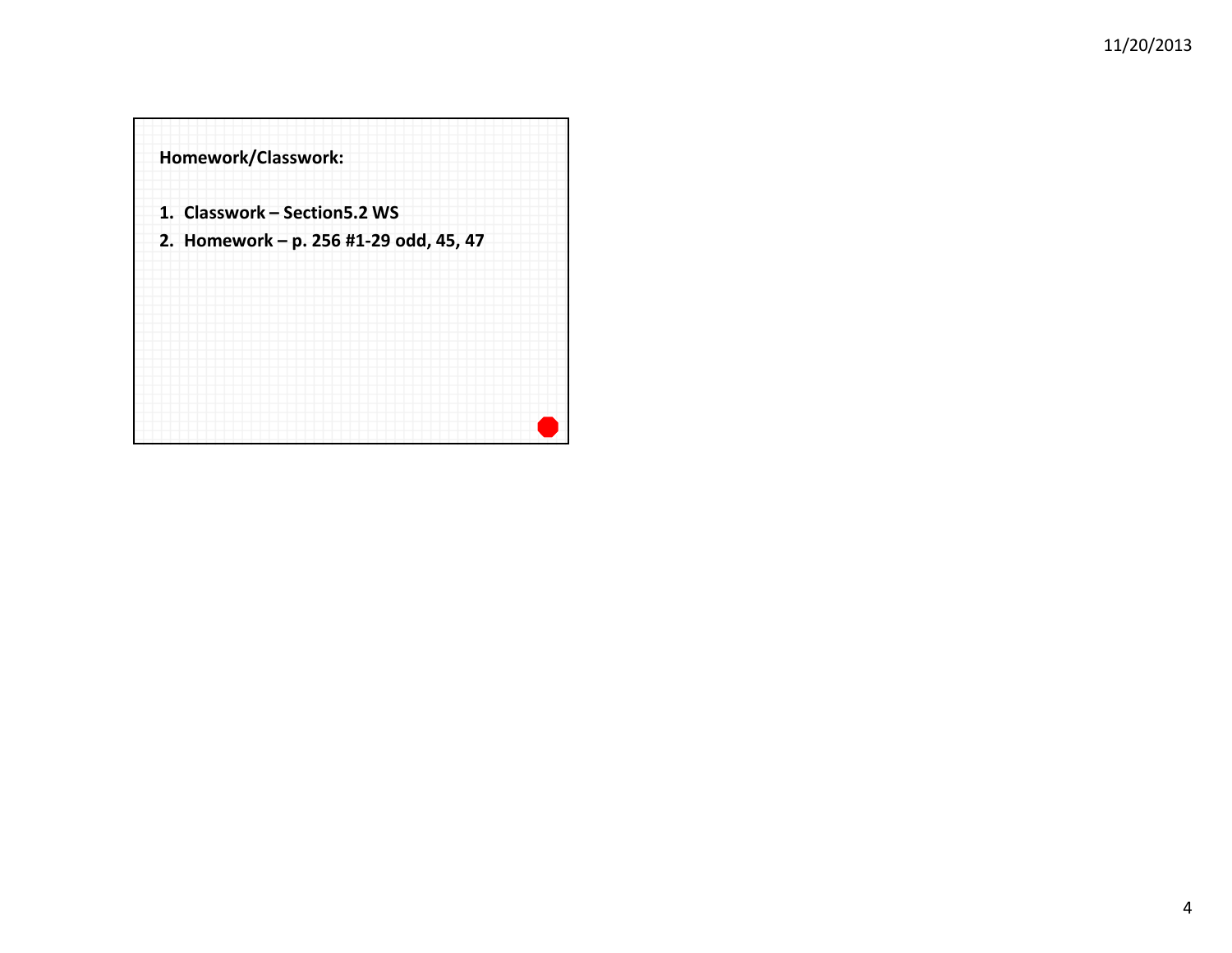**Homework/Classwork:**

1. **Classwork – Section5.2 WS**
2. **Homework – p. 256 #1-29 odd, 45, 47**